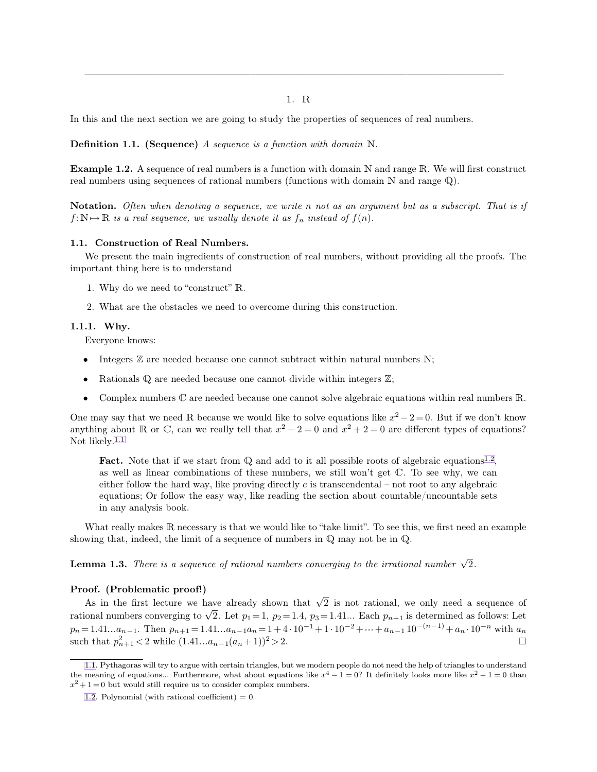# 1. $\mathbb{R}$

In this and the next section we are going to study the properties of sequences of real numbers.

**Definition 1.1. (Sequence)** *A sequence is a function with domain $\mathbb{N}$.*

**Example 1.2.** A sequence of real numbers is a function with domain $\mathbb{N}$ and range $\mathbb{R}$. We will first construct real numbers using sequences of rational numbers (functions with domain $\mathbb{N}$ and range $\mathbb{Q}$).

**Notation.** *Often when denoting a sequence, we write $n$ not as an argument but as a subscript. That is if $f: \mathbb{N} \mapsto \mathbb{R}$ is a real sequence, we usually denote it as $f_n$ instead of $f(n)$.*

## 1.1. Construction of Real Numbers.

We present the main ingredients of construction of real numbers, without providing all the proofs. The important thing here is to understand

1. Why do we need to "construct" $\mathbb{R}$.
2. What are the obstacles we need to overcome during this construction.

### 1.1.1. Why.

Everyone knows:

- Integers $\mathbb{Z}$ are needed because one cannot subtract within natural numbers $\mathbb{N}$;
- Rationals $\mathbb{Q}$ are needed because one cannot divide within integers $\mathbb{Z}$;
- Complex numbers $\mathbb{C}$ are needed because one cannot solve algebraic equations within real numbers $\mathbb{R}$.

One may say that we need $\mathbb{R}$ because we would like to solve equations like $x^2 - 2 = 0$. But if we don't know anything about $\mathbb{R}$ or $\mathbb{C}$, can we really tell that $x^2 - 2 = 0$ and $x^2 + 2 = 0$ are different types of equations? Not likely.[1.1]

> **Fact.** Note that if we start from $\mathbb{Q}$ and add to it all possible roots of algebraic equations[1.2], as well as linear combinations of these numbers, we still won't get $\mathbb{C}$. To see why, we can either follow the hard way, like proving directly $e$ is transcendental – not root to any algebraic equations; Or follow the easy way, like reading the section about countable/uncountable sets in any analysis book.

What really makes $\mathbb{R}$ necessary is that we would like to "take limit". To see this, we first need an example showing that, indeed, the limit of a sequence of numbers in $\mathbb{Q}$ may not be in $\mathbb{Q}$.

**Lemma 1.3.** *There is a sequence of rational numbers converging to the irrational number $\sqrt{2}$.*

**Proof. (Problematic proof!)**

As in the first lecture we have already shown that $\sqrt{2}$ is not rational, we only need a sequence of rational numbers converging to $\sqrt{2}$. Let $p_1 = 1$, $p_2 = 1.4$, $p_3 = 1.41$... Each $p_{n+1}$ is determined as follows: Let $p_n = 1.41...a_{n-1}$. Then $p_{n+1} = 1.41...a_{n-1}a_n = 1 + 4 \cdot 10^{-1} + 1 \cdot 10^{-2} + \cdots + a_{n-1}\, 10^{-(n-1)} + a_n \cdot 10^{-n}$ with $a_n$ such that $p_{n+1}^2 < 2$ while $(1.41...a_{n-1}(a_n + 1))^2 > 2$. □

---

[1.1] Pythagoras will try to argue with certain triangles, but we modern people do not need the help of triangles to understand the meaning of equations... Furthermore, what about equations like $x^4 - 1 = 0$? It definitely looks more like $x^2 - 1 = 0$ than $x^2 + 1 = 0$ but would still require us to consider complex numbers.

[1.2] Polynomial (with rational coefficient) = 0.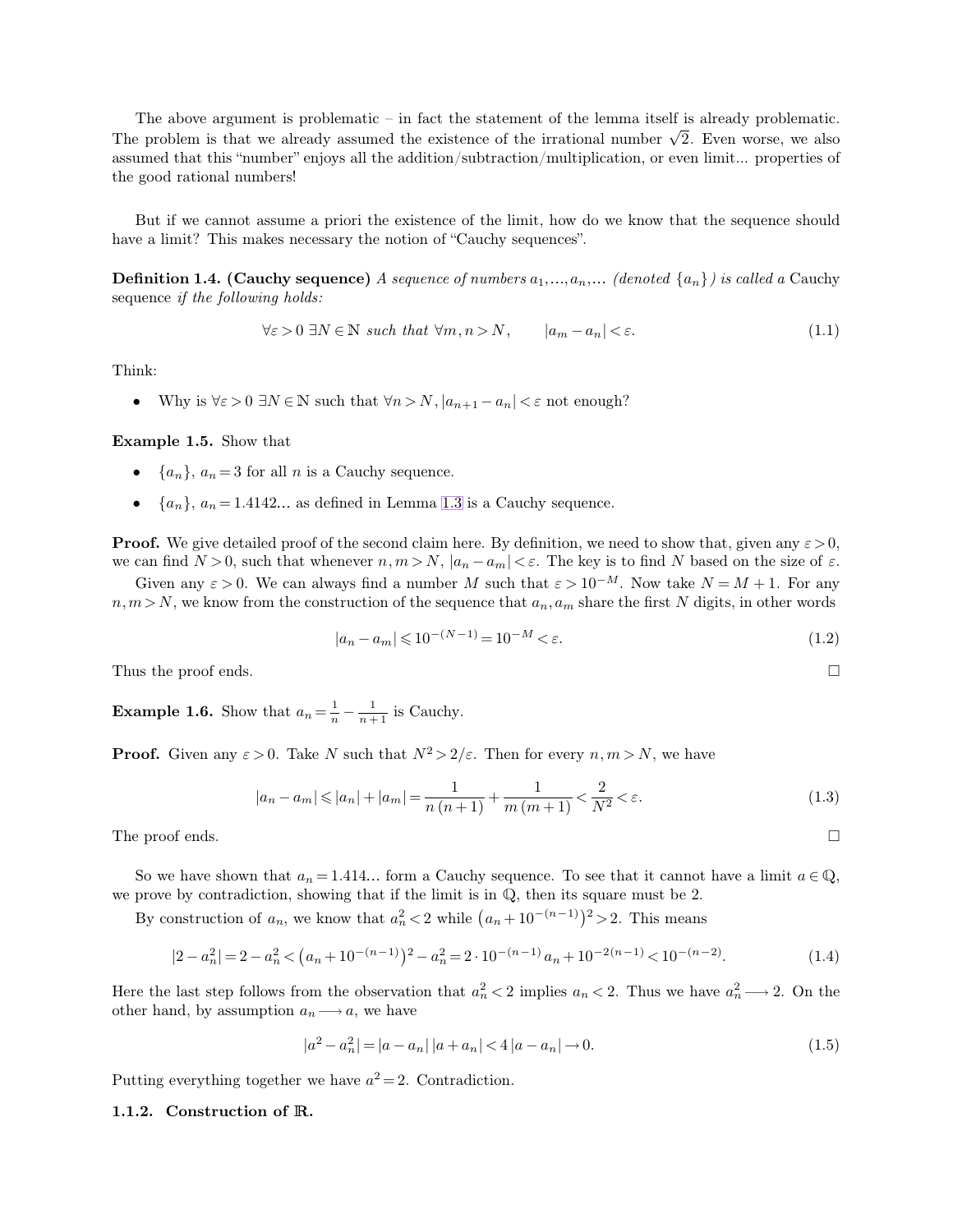The above argument is problematic – in fact the statement of the lemma itself is already problematic. The problem is that we already assumed the existence of the irrational number $\sqrt{2}$. Even worse, we also assumed that this "number" enjoys all the addition/subtraction/multiplication, or even limit... properties of the good rational numbers!

But if we cannot assume a priori the existence of the limit, how do we know that the sequence should have a limit? This makes necessary the notion of "Cauchy sequences".

**Definition 1.4. (Cauchy sequence)** *A sequence of numbers $a_1, \ldots, a_n, \ldots$ (denoted $\{a_n\}$) is called a* Cauchy sequence *if the following holds:*

$$\forall \varepsilon > 0 \ \exists N \in \mathbb{N} \text{ such that } \forall m, n > N, \qquad |a_m - a_n| < \varepsilon. \tag{1.1}$$

Think:

- Why is $\forall \varepsilon > 0 \ \exists N \in \mathbb{N}$ such that $\forall n > N, |a_{n+1} - a_n| < \varepsilon$ not enough?

**Example 1.5.** Show that

- $\{a_n\}$, $a_n = 3$ for all $n$ is a Cauchy sequence.
- $\{a_n\}$, $a_n = 1.4142...$ as defined in Lemma 1.3 is a Cauchy sequence.

**Proof.** We give detailed proof of the second claim here. By definition, we need to show that, given any $\varepsilon > 0$, we can find $N > 0$, such that whenever $n, m > N$, $|a_n - a_m| < \varepsilon$. The key is to find $N$ based on the size of $\varepsilon$.

Given any $\varepsilon > 0$. We can always find a number $M$ such that $\varepsilon > 10^{-M}$. Now take $N = M + 1$. For any $n, m > N$, we know from the construction of the sequence that $a_n, a_m$ share the first $N$ digits, in other words

$$|a_n - a_m| \leqslant 10^{-(N-1)} = 10^{-M} < \varepsilon. \tag{1.2}$$

Thus the proof ends. □

**Example 1.6.** Show that $a_n = \frac{1}{n} - \frac{1}{n+1}$ is Cauchy.

**Proof.** Given any $\varepsilon > 0$. Take $N$ such that $N^2 > 2/\varepsilon$. Then for every $n, m > N$, we have

$$|a_n - a_m| \leqslant |a_n| + |a_m| = \frac{1}{n\,(n+1)} + \frac{1}{m\,(m+1)} < \frac{2}{N^2} < \varepsilon. \tag{1.3}$$

The proof ends. □

So we have shown that $a_n = 1.414...$ form a Cauchy sequence. To see that it cannot have a limit $a \in \mathbb{Q}$, we prove by contradiction, showing that if the limit is in $\mathbb{Q}$, then its square must be 2.

By construction of $a_n$, we know that $a_n^2 < 2$ while $\left(a_n + 10^{-(n-1)}\right)^2 > 2$. This means

$$|2 - a_n^2| = 2 - a_n^2 < \left(a_n + 10^{-(n-1)}\right)^2 - a_n^2 = 2 \cdot 10^{-(n-1)}\, a_n + 10^{-2(n-1)} < 10^{-(n-2)}. \tag{1.4}$$

Here the last step follows from the observation that $a_n^2 < 2$ implies $a_n < 2$. Thus we have $a_n^2 \longrightarrow 2$. On the other hand, by assumption $a_n \longrightarrow a$, we have

$$|a^2 - a_n^2| = |a - a_n|\,|a + a_n| < 4\,|a - a_n| \to 0. \tag{1.5}$$

Putting everything together we have $a^2 = 2$. Contradiction.

### 1.1.2. Construction of $\mathbb{R}$.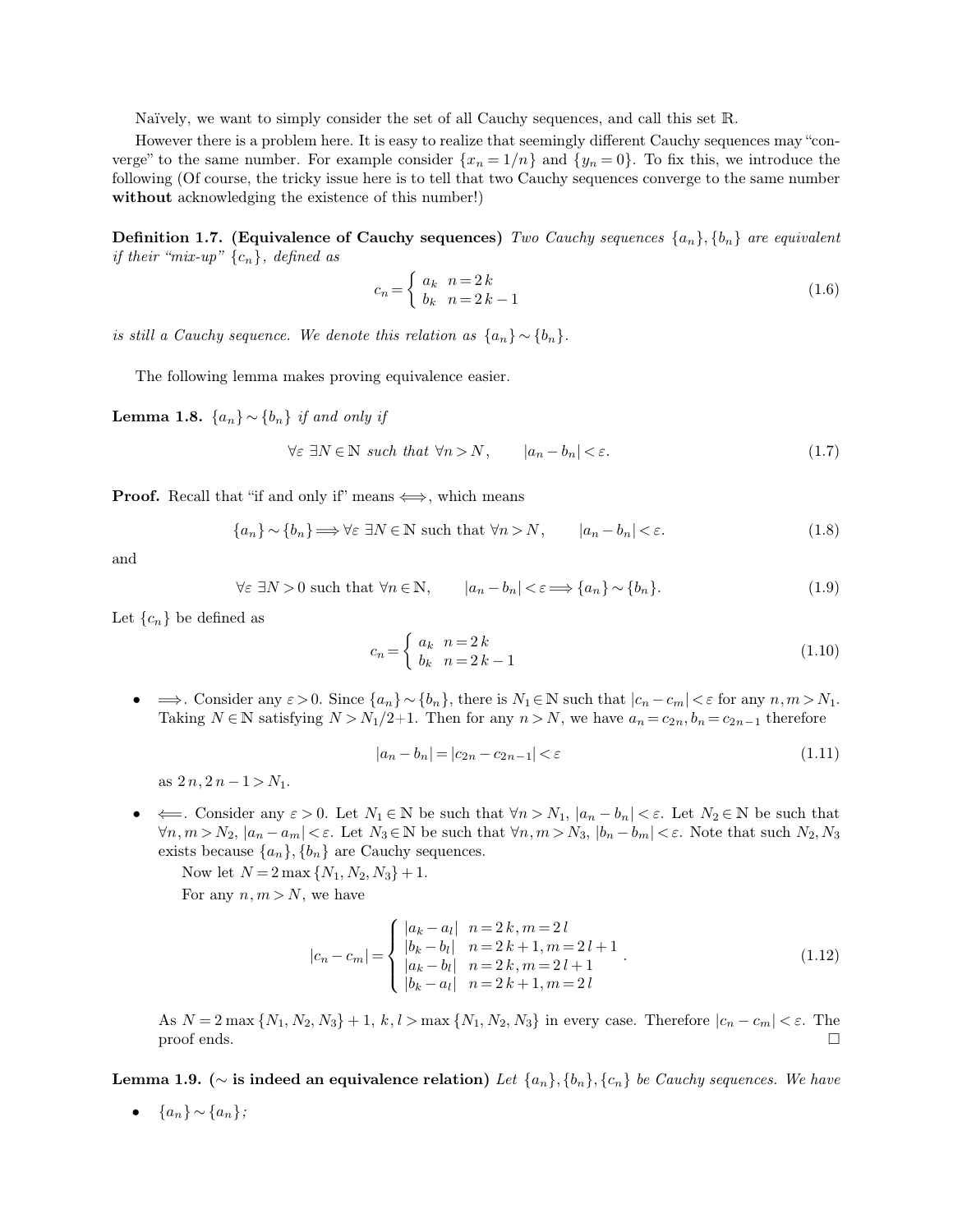Naïvely, we want to simply consider the set of all Cauchy sequences, and call this set $\mathbb{R}$.

However there is a problem here. It is easy to realize that seemingly different Cauchy sequences may "converge" to the same number. For example consider $\{x_n = 1/n\}$ and $\{y_n = 0\}$. To fix this, we introduce the following (Of course, the tricky issue here is to tell that two Cauchy sequences converge to the same number **without** acknowledging the existence of this number!)

**Definition 1.7. (Equivalence of Cauchy sequences)** *Two Cauchy sequences $\{a_n\}, \{b_n\}$ are equivalent if their "mix-up" $\{c_n\}$, defined as*

$$c_n = \begin{cases} a_k & n = 2\,k \\ b_k & n = 2\,k - 1 \end{cases} \tag{1.6}$$

*is still a Cauchy sequence. We denote this relation as $\{a_n\} \sim \{b_n\}$.*

The following lemma makes proving equivalence easier.

**Lemma 1.8.** *$\{a_n\} \sim \{b_n\}$ if and only if*

$$\forall \varepsilon \ \exists N \in \mathbb{N} \text{ such that } \forall n > N, \qquad |a_n - b_n| < \varepsilon. \tag{1.7}$$

**Proof.** Recall that "if and only if" means $\Longleftrightarrow$, which means

$$\{a_n\} \sim \{b_n\} \Longrightarrow \forall \varepsilon \ \exists N \in \mathbb{N} \text{ such that } \forall n > N, \qquad |a_n - b_n| < \varepsilon. \tag{1.8}$$

and

$$\forall \varepsilon \ \exists N > 0 \text{ such that } \forall n \in \mathbb{N}, \qquad |a_n - b_n| < \varepsilon \Longrightarrow \{a_n\} \sim \{b_n\}. \tag{1.9}$$

Let $\{c_n\}$ be defined as

$$c_n = \begin{cases} a_k & n = 2\,k \\ b_k & n = 2\,k - 1 \end{cases} \tag{1.10}$$

- $\Longrightarrow$. Consider any $\varepsilon > 0$. Since $\{a_n\} \sim \{b_n\}$, there is $N_1 \in \mathbb{N}$ such that $|c_n - c_m| < \varepsilon$ for any $n, m > N_1$. Taking $N \in \mathbb{N}$ satisfying $N > N_1/2 + 1$. Then for any $n > N$, we have $a_n = c_{2n}, b_n = c_{2n-1}$ therefore

  $$|a_n - b_n| = |c_{2n} - c_{2n-1}| < \varepsilon \tag{1.11}$$

  as $2\,n, 2\,n - 1 > N_1$.

- $\Longleftarrow$. Consider any $\varepsilon > 0$. Let $N_1 \in \mathbb{N}$ be such that $\forall n > N_1$, $|a_n - b_n| < \varepsilon$. Let $N_2 \in \mathbb{N}$ be such that $\forall n, m > N_2$, $|a_n - a_m| < \varepsilon$. Let $N_3 \in \mathbb{N}$ be such that $\forall n, m > N_3$, $|b_n - b_m| < \varepsilon$. Note that such $N_2, N_3$ exists because $\{a_n\}, \{b_n\}$ are Cauchy sequences.

  Now let $N = 2 \max\{N_1, N_2, N_3\} + 1$.

  For any $n, m > N$, we have

  $$|c_n - c_m| = \begin{cases} |a_k - a_l| & n = 2\,k, m = 2\,l \\ |b_k - b_l| & n = 2\,k + 1, m = 2\,l + 1 \\ |a_k - b_l| & n = 2\,k, m = 2\,l + 1 \\ |b_k - a_l| & n = 2\,k + 1, m = 2\,l \end{cases}. \tag{1.12}$$

  As $N = 2 \max\{N_1, N_2, N_3\} + 1$, $k, l > \max\{N_1, N_2, N_3\}$ in every case. Therefore $|c_n - c_m| < \varepsilon$. The proof ends. $\square$

**Lemma 1.9. ($\sim$ is indeed an equivalence relation)** *Let $\{a_n\}, \{b_n\}, \{c_n\}$ be Cauchy sequences. We have*

- *$\{a_n\} \sim \{a_n\}$;*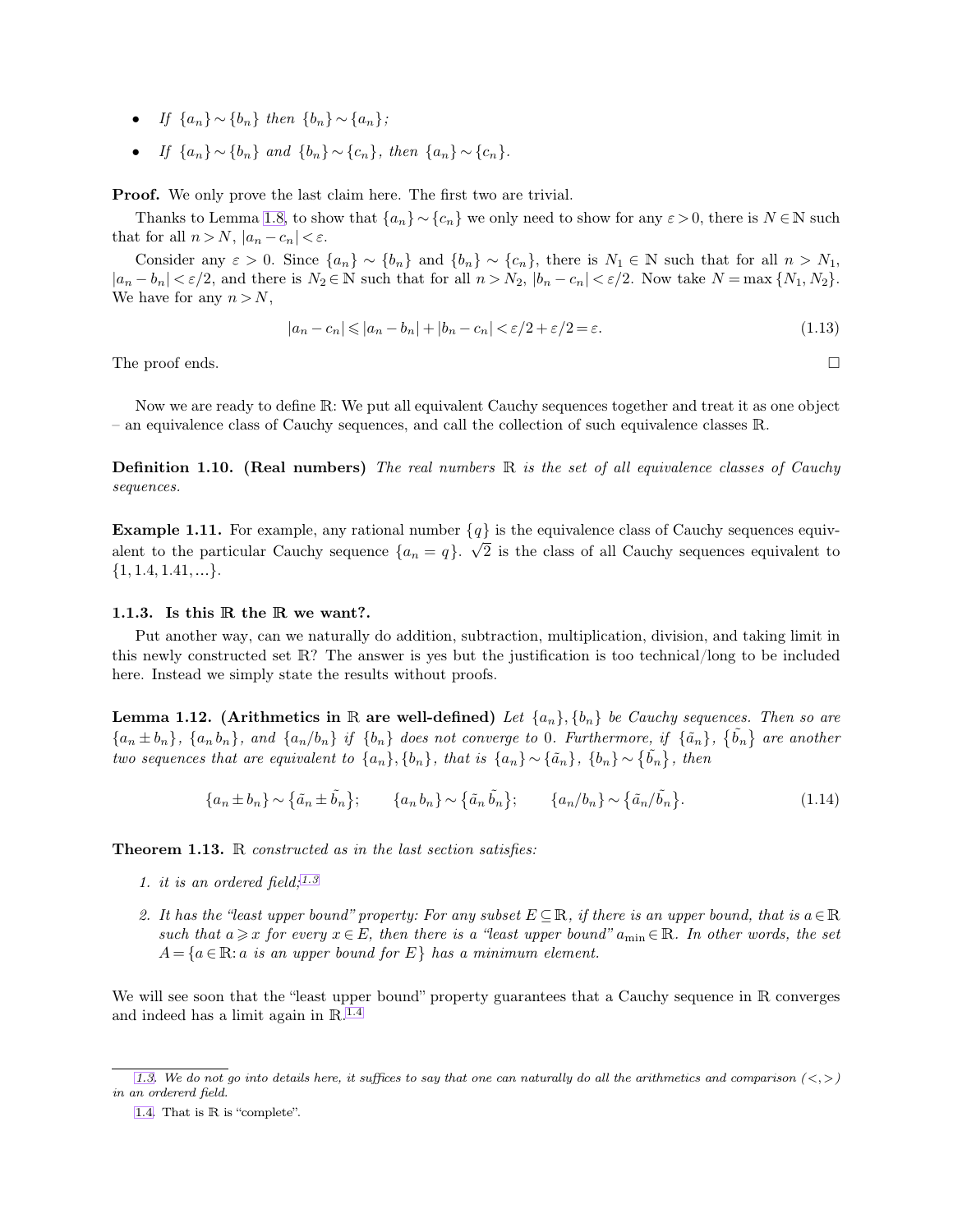- *If* $\{a_n\} \sim \{b_n\}$ *then* $\{b_n\} \sim \{a_n\}$*;*
- *If* $\{a_n\} \sim \{b_n\}$ *and* $\{b_n\} \sim \{c_n\}$*, then* $\{a_n\} \sim \{c_n\}$*.*

**Proof.** We only prove the last claim here. The first two are trivial.

Thanks to Lemma 1.8, to show that $\{a_n\} \sim \{c_n\}$ we only need to show for any $\varepsilon > 0$, there is $N \in \mathbb{N}$ such that for all $n > N$, $|a_n - c_n| < \varepsilon$.

Consider any $\varepsilon > 0$. Since $\{a_n\} \sim \{b_n\}$ and $\{b_n\} \sim \{c_n\}$, there is $N_1 \in \mathbb{N}$ such that for all $n > N_1$, $|a_n - b_n| < \varepsilon/2$, and there is $N_2 \in \mathbb{N}$ such that for all $n > N_2$, $|b_n - c_n| < \varepsilon/2$. Now take $N = \max\{N_1, N_2\}$. We have for any $n > N$,

$$|a_n - c_n| \leqslant |a_n - b_n| + |b_n - c_n| < \varepsilon/2 + \varepsilon/2 = \varepsilon. \tag{1.13}$$

The proof ends. □

Now we are ready to define $\mathbb{R}$: We put all equivalent Cauchy sequences together and treat it as one object – an equivalence class of Cauchy sequences, and call the collection of such equivalence classes $\mathbb{R}$.

**Definition 1.10. (Real numbers)** *The real numbers* $\mathbb{R}$ *is the set of all equivalence classes of Cauchy sequences.*

**Example 1.11.** For example, any rational number $\{q\}$ is the equivalence class of Cauchy sequences equivalent to the particular Cauchy sequence $\{a_n = q\}$. $\sqrt{2}$ is the class of all Cauchy sequences equivalent to $\{1, 1.4, 1.41, \ldots\}$.

### 1.1.3. Is this $\mathbb{R}$ the $\mathbb{R}$ we want?.

Put another way, can we naturally do addition, subtraction, multiplication, division, and taking limit in this newly constructed set $\mathbb{R}$? The answer is yes but the justification is too technical/long to be included here. Instead we simply state the results without proofs.

**Lemma 1.12. (Arithmetics in $\mathbb{R}$ are well-defined)** *Let* $\{a_n\}, \{b_n\}$ *be Cauchy sequences. Then so are* $\{a_n \pm b_n\}$*,* $\{a_n b_n\}$*, and* $\{a_n / b_n\}$ *if* $\{b_n\}$ *does not converge to* 0*. Furthermore, if* $\{\tilde{a}_n\}$*,* $\{\tilde{b_n}\}$ *are another two sequences that are equivalent to* $\{a_n\}, \{b_n\}$*, that is* $\{a_n\} \sim \{\tilde{a}_n\}$*,* $\{b_n\} \sim \{\tilde{b_n}\}$*, then*

$$\{a_n \pm b_n\} \sim \{\tilde{a}_n \pm \tilde{b_n}\}; \qquad \{a_n b_n\} \sim \{\tilde{a}_n \tilde{b_n}\}; \qquad \{a_n / b_n\} \sim \{\tilde{a}_n / \tilde{b_n}\}. \tag{1.14}$$

**Theorem 1.13.** $\mathbb{R}$ *constructed as in the last section satisfies:*

1. *it is an ordered field;*[1.3]
2. *It has the "least upper bound" property: For any subset* $E \subseteq \mathbb{R}$*, if there is an upper bound, that is* $a \in \mathbb{R}$ *such that* $a \geqslant x$ *for every* $x \in E$*, then there is a "least upper bound"* $a_{\min} \in \mathbb{R}$*. In other words, the set* $A = \{a \in \mathbb{R}: a \text{ is an upper bound for } E\}$ *has a minimum element.*

We will see soon that the "least upper bound" property guarantees that a Cauchy sequence in $\mathbb{R}$ converges and indeed has a limit again in $\mathbb{R}$.[1.4]

---

[1.3]. *We do not go into details here, it suffices to say that one can naturally do all the arithmetics and comparison* $(<, >)$ *in an ordererd field.*

[1.4]. That is $\mathbb{R}$ is "complete".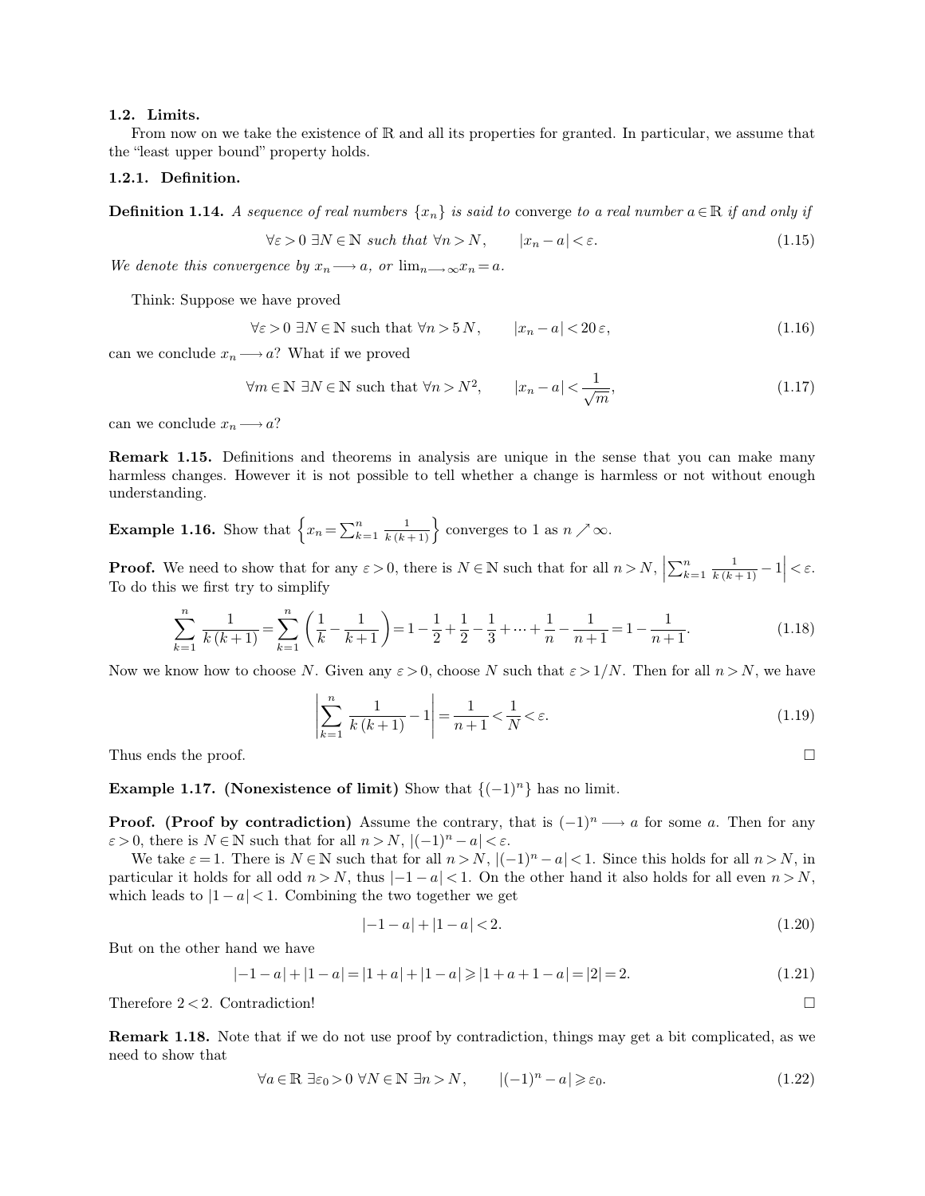### 1.2. Limits.

From now on we take the existence of $\mathbb{R}$ and all its properties for granted. In particular, we assume that the "least upper bound" property holds.

#### 1.2.1. Definition.

**Definition 1.14.** *A sequence of real numbers $\{x_n\}$ is said to* converge *to a real number $a \in \mathbb{R}$ if and only if*

$$\forall \varepsilon > 0 \ \exists N \in \mathbb{N} \text{ such that } \forall n > N, \qquad |x_n - a| < \varepsilon. \tag{1.15}$$

*We denote this convergence by $x_n \longrightarrow a$, or $\lim_{n \longrightarrow \infty} x_n = a$.*

Think: Suppose we have proved

$$\forall \varepsilon > 0 \ \exists N \in \mathbb{N} \text{ such that } \forall n > 5N, \qquad |x_n - a| < 20\,\varepsilon, \tag{1.16}$$

can we conclude $x_n \longrightarrow a$? What if we proved

$$\forall m \in \mathbb{N} \ \exists N \in \mathbb{N} \text{ such that } \forall n > N^2, \qquad |x_n - a| < \frac{1}{\sqrt{m}}, \tag{1.17}$$

can we conclude $x_n \longrightarrow a$?

**Remark 1.15.** Definitions and theorems in analysis are unique in the sense that you can make many harmless changes. However it is not possible to tell whether a change is harmless or not without enough understanding.

**Example 1.16.** Show that $\left\{ x_n = \sum_{k=1}^{n} \frac{1}{k\,(k+1)} \right\}$ converges to 1 as $n \nearrow \infty$.

**Proof.** We need to show that for any $\varepsilon > 0$, there is $N \in \mathbb{N}$ such that for all $n > N$, $\left| \sum_{k=1}^{n} \frac{1}{k\,(k+1)} - 1 \right| < \varepsilon$. To do this we first try to simplify

$$\sum_{k=1}^{n} \frac{1}{k\,(k+1)} = \sum_{k=1}^{n} \left( \frac{1}{k} - \frac{1}{k+1} \right) = 1 - \frac{1}{2} + \frac{1}{2} - \frac{1}{3} + \cdots + \frac{1}{n} - \frac{1}{n+1} = 1 - \frac{1}{n+1}. \tag{1.18}$$

Now we know how to choose $N$. Given any $\varepsilon > 0$, choose $N$ such that $\varepsilon > 1/N$. Then for all $n > N$, we have

$$\left| \sum_{k=1}^{n} \frac{1}{k\,(k+1)} - 1 \right| = \frac{1}{n+1} < \frac{1}{N} < \varepsilon. \tag{1.19}$$

Thus ends the proof. □

**Example 1.17. (Nonexistence of limit)** Show that $\{(-1)^n\}$ has no limit.

**Proof. (Proof by contradiction)** Assume the contrary, that is $(-1)^n \longrightarrow a$ for some $a$. Then for any $\varepsilon > 0$, there is $N \in \mathbb{N}$ such that for all $n > N$, $|(-1)^n - a| < \varepsilon$.

We take $\varepsilon = 1$. There is $N \in \mathbb{N}$ such that for all $n > N$, $|(-1)^n - a| < 1$. Since this holds for all $n > N$, in particular it holds for all odd $n > N$, thus $|-1 - a| < 1$. On the other hand it also holds for all even $n > N$, which leads to $|1 - a| < 1$. Combining the two together we get

$$|-1 - a| + |1 - a| < 2. \tag{1.20}$$

But on the other hand we have

$$|-1 - a| + |1 - a| = |1 + a| + |1 - a| \geqslant |1 + a + 1 - a| = |2| = 2. \tag{1.21}$$

Therefore $2 < 2$. Contradiction! □

**Remark 1.18.** Note that if we do not use proof by contradiction, things may get a bit complicated, as we need to show that

$$\forall a \in \mathbb{R} \ \exists \varepsilon_0 > 0 \ \forall N \in \mathbb{N} \ \exists n > N, \qquad |(-1)^n - a| \geqslant \varepsilon_0. \tag{1.22}$$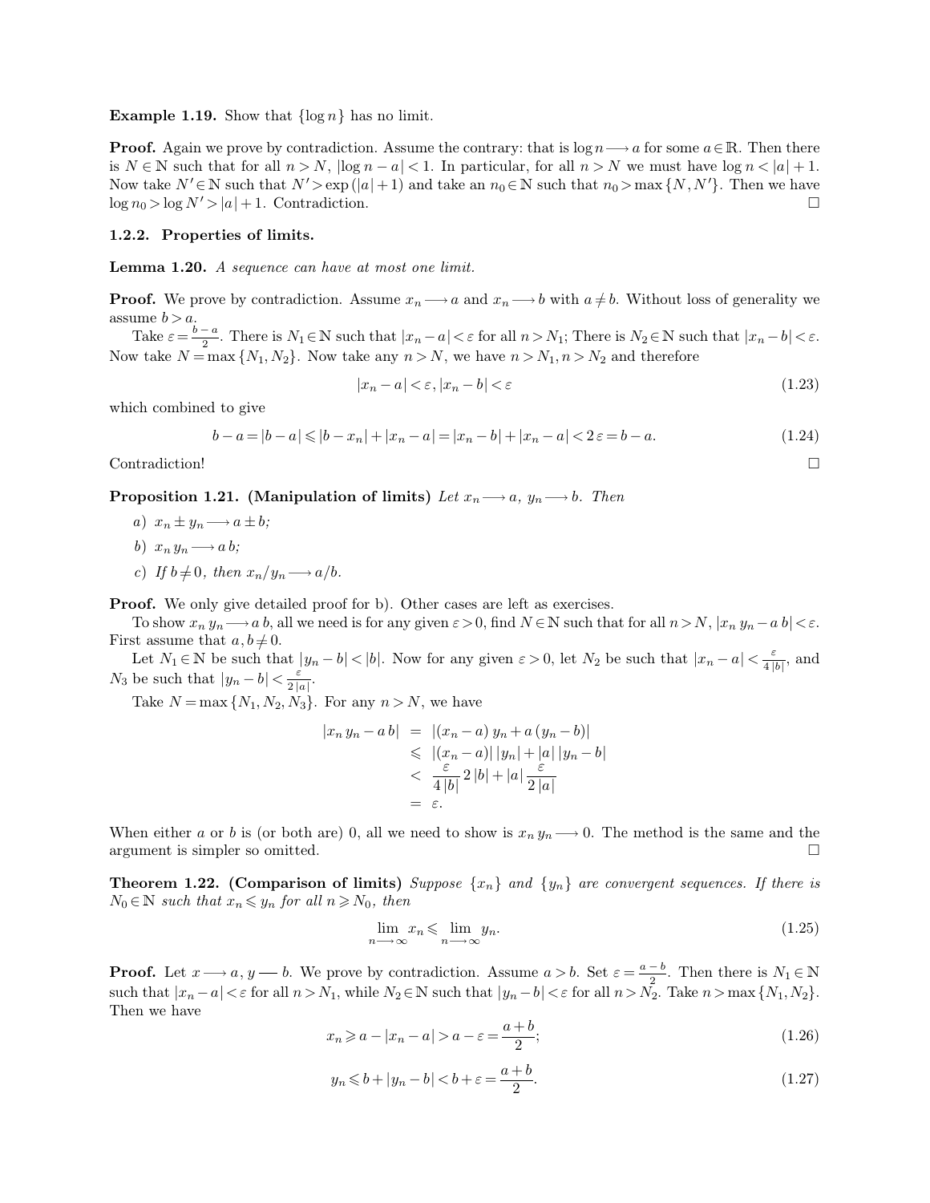**Example 1.19.** Show that $\{\log n\}$ has no limit.

**Proof.** Again we prove by contradiction. Assume the contrary: that is $\log n \longrightarrow a$ for some $a \in \mathbb{R}$. Then there is $N \in \mathbb{N}$ such that for all $n > N$, $|\log n - a| < 1$. In particular, for all $n > N$ we must have $\log n < |a| + 1$. Now take $N' \in \mathbb{N}$ such that $N' > \exp(|a| + 1)$ and take an $n_0 \in \mathbb{N}$ such that $n_0 > \max\{N, N'\}$. Then we have $\log n_0 > \log N' > |a| + 1$. Contradiction. □

### 1.2.2. Properties of limits.

**Lemma 1.20.** *A sequence can have at most one limit.*

**Proof.** We prove by contradiction. Assume $x_n \longrightarrow a$ and $x_n \longrightarrow b$ with $a \neq b$. Without loss of generality we assume $b > a$.

Take $\varepsilon = \frac{b-a}{2}$. There is $N_1 \in \mathbb{N}$ such that $|x_n - a| < \varepsilon$ for all $n > N_1$; There is $N_2 \in \mathbb{N}$ such that $|x_n - b| < \varepsilon$. Now take $N = \max\{N_1, N_2\}$. Now take any $n > N$, we have $n > N_1, n > N_2$ and therefore

$$|x_n - a| < \varepsilon, |x_n - b| < \varepsilon \tag{1.23}$$

which combined to give

$$b - a = |b - a| \leqslant |b - x_n| + |x_n - a| = |x_n - b| + |x_n - a| < 2\,\varepsilon = b - a. \tag{1.24}$$

Contradiction! □

**Proposition 1.21. (Manipulation of limits)** *Let $x_n \longrightarrow a$, $y_n \longrightarrow b$. Then*

*a) $x_n \pm y_n \longrightarrow a \pm b$;*

*b) $x_n\, y_n \longrightarrow a\, b$;*

*c) If $b \neq 0$, then $x_n / y_n \longrightarrow a/b$.*

**Proof.** We only give detailed proof for b). Other cases are left as exercises.

To show $x_n\, y_n \longrightarrow a\, b$, all we need is for any given $\varepsilon > 0$, find $N \in \mathbb{N}$ such that for all $n > N$, $|x_n\, y_n - a\, b| < \varepsilon$. First assume that $a, b \neq 0$.

Let $N_1 \in \mathbb{N}$ be such that $|y_n - b| < |b|$. Now for any given $\varepsilon > 0$, let $N_2$ be such that $|x_n - a| < \frac{\varepsilon}{4\,|b|}$, and $N_3$ be such that $|y_n - b| < \frac{\varepsilon}{2\,|a|}$.

Take $N = \max\{N_1, N_2, N_3\}$. For any $n > N$, we have

$$\begin{aligned}
|x_n\, y_n - a\, b| &= |(x_n - a)\, y_n + a\,(y_n - b)| \\
&\leqslant |(x_n - a)|\, |y_n| + |a|\, |y_n - b| \\
&< \frac{\varepsilon}{4\,|b|}\, 2\,|b| + |a|\, \frac{\varepsilon}{2\,|a|} \\
&= \varepsilon.
\end{aligned}$$

When either $a$ or $b$ is (or both are) 0, all we need to show is $x_n\, y_n \longrightarrow 0$. The method is the same and the argument is simpler so omitted. □

**Theorem 1.22. (Comparison of limits)** *Suppose $\{x_n\}$ and $\{y_n\}$ are convergent sequences. If there is $N_0 \in \mathbb{N}$ such that $x_n \leqslant y_n$ for all $n \geqslant N_0$, then*

$$\lim_{n \longrightarrow \infty} x_n \leqslant \lim_{n \longrightarrow \infty} y_n. \tag{1.25}$$

**Proof.** Let $x \longrightarrow a$, $y — b$. We prove by contradiction. Assume $a > b$. Set $\varepsilon = \frac{a-b}{2}$. Then there is $N_1 \in \mathbb{N}$ such that $|x_n - a| < \varepsilon$ for all $n > N_1$, while $N_2 \in \mathbb{N}$ such that $|y_n - b| < \varepsilon$ for all $n > N_2$. Take $n > \max\{N_1, N_2\}$. Then we have

$$x_n \geqslant a - |x_n - a| > a - \varepsilon = \frac{a+b}{2}; \tag{1.26}$$

$$y_n \leqslant b + |y_n - b| < b + \varepsilon = \frac{a+b}{2}. \tag{1.27}$$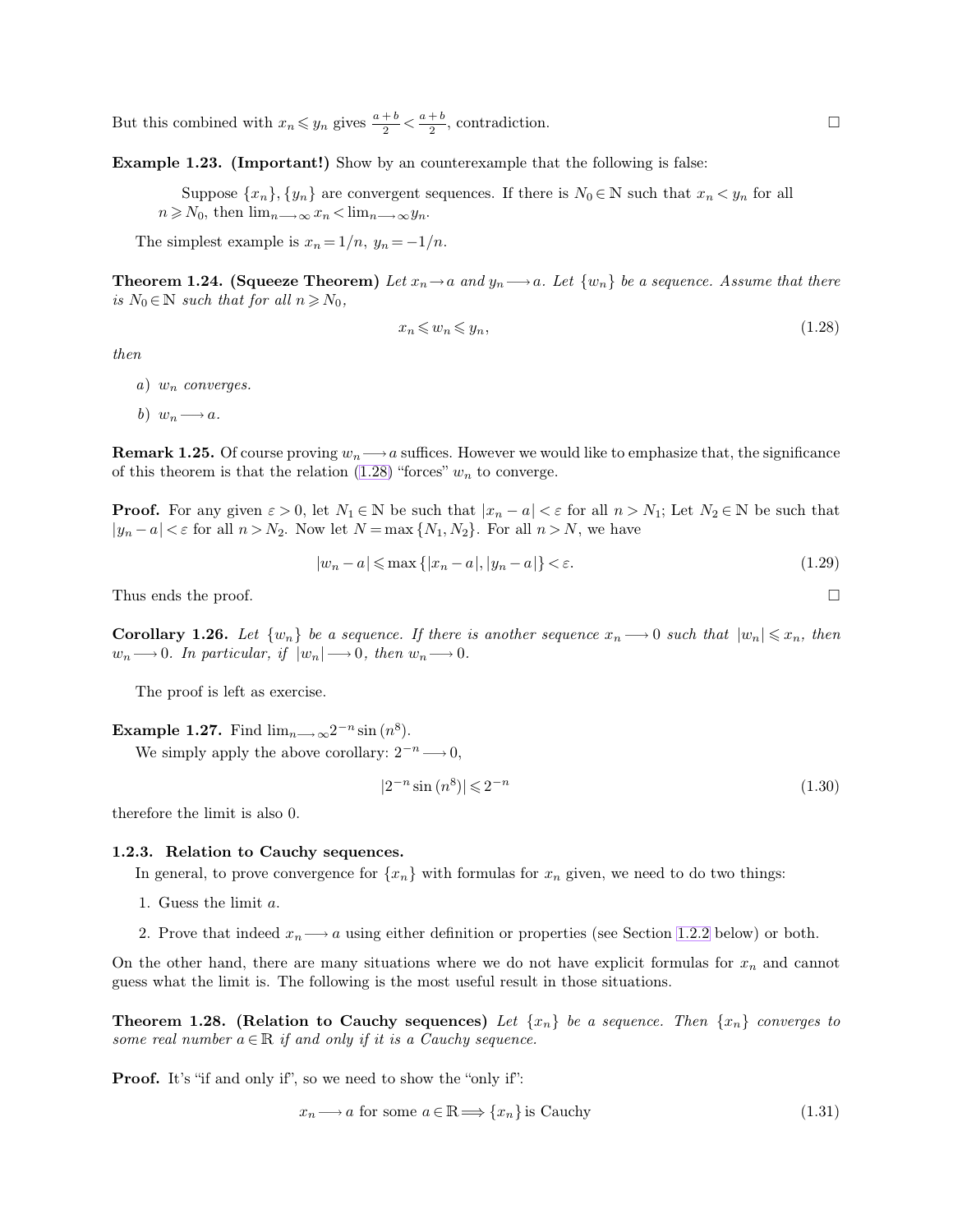But this combined with $x_n \leqslant y_n$ gives $\frac{a+b}{2} < \frac{a+b}{2}$, contradiction. □

**Example 1.23. (Important!)** Show by an counterexample that the following is false:

> Suppose $\{x_n\}, \{y_n\}$ are convergent sequences. If there is $N_0 \in \mathbb{N}$ such that $x_n < y_n$ for all $n \geqslant N_0$, then $\lim_{n \longrightarrow \infty} x_n < \lim_{n \longrightarrow \infty} y_n$.

The simplest example is $x_n = 1/n$, $y_n = -1/n$.

**Theorem 1.24. (Squeeze Theorem)** *Let $x_n \rightarrow a$ and $y_n \longrightarrow a$. Let $\{w_n\}$ be a sequence. Assume that there is $N_0 \in \mathbb{N}$ such that for all $n \geqslant N_0$,*

$$x_n \leqslant w_n \leqslant y_n, \tag{1.28}$$

*then*

*a) $w_n$ converges.*

*b) $w_n \longrightarrow a$.*

**Remark 1.25.** Of course proving $w_n \longrightarrow a$ suffices. However we would like to emphasize that, the significance of this theorem is that the relation (1.28) "forces" $w_n$ to converge.

**Proof.** For any given $\varepsilon > 0$, let $N_1 \in \mathbb{N}$ be such that $|x_n - a| < \varepsilon$ for all $n > N_1$; Let $N_2 \in \mathbb{N}$ be such that $|y_n - a| < \varepsilon$ for all $n > N_2$. Now let $N = \max\{N_1, N_2\}$. For all $n > N$, we have

$$|w_n - a| \leqslant \max\{|x_n - a|, |y_n - a|\} < \varepsilon. \tag{1.29}$$

Thus ends the proof. □

**Corollary 1.26.** *Let $\{w_n\}$ be a sequence. If there is another sequence $x_n \longrightarrow 0$ such that $|w_n| \leqslant x_n$, then $w_n \longrightarrow 0$. In particular, if $|w_n| \longrightarrow 0$, then $w_n \longrightarrow 0$.*

The proof is left as exercise.

**Example 1.27.** Find $\lim_{n \longrightarrow \infty} 2^{-n} \sin(n^8)$.

We simply apply the above corollary: $2^{-n} \longrightarrow 0$,

$$|2^{-n} \sin(n^8)| \leqslant 2^{-n} \tag{1.30}$$

therefore the limit is also 0.

### 1.2.3. Relation to Cauchy sequences.

In general, to prove convergence for $\{x_n\}$ with formulas for $x_n$ given, we need to do two things:

1. Guess the limit $a$.
2. Prove that indeed $x_n \longrightarrow a$ using either definition or properties (see Section 1.2.2 below) or both.

On the other hand, there are many situations where we do not have explicit formulas for $x_n$ and cannot guess what the limit is. The following is the most useful result in those situations.

**Theorem 1.28. (Relation to Cauchy sequences)** *Let $\{x_n\}$ be a sequence. Then $\{x_n\}$ converges to some real number $a \in \mathbb{R}$ if and only if it is a Cauchy sequence.*

**Proof.** It's "if and only if", so we need to show the "only if":

$$x_n \longrightarrow a \text{ for some } a \in \mathbb{R} \Longrightarrow \{x_n\} \text{ is Cauchy} \tag{1.31}$$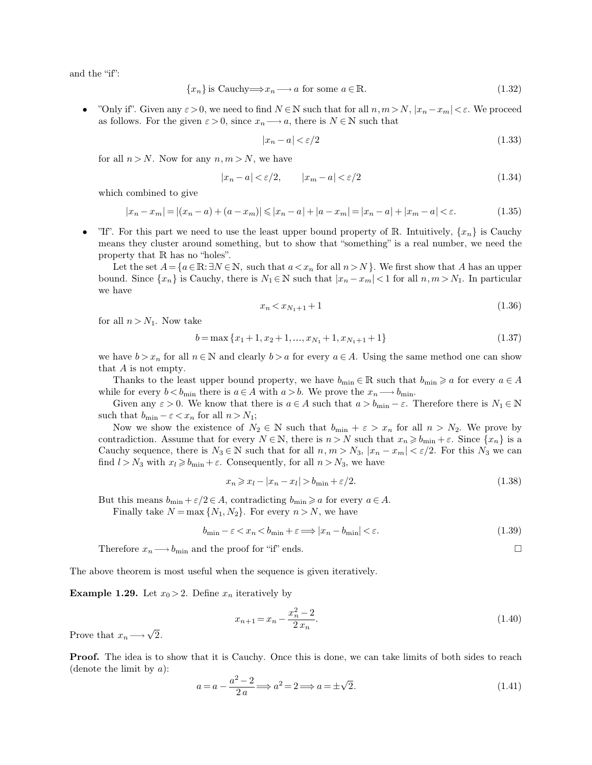and the "if":

$$\{x_n\} \text{ is Cauchy} \Longrightarrow x_n \longrightarrow a \text{ for some } a \in \mathbb{R}. \tag{1.32}$$

- "Only if". Given any $\varepsilon > 0$, we need to find $N \in \mathbb{N}$ such that for all $n, m > N$, $|x_n - x_m| < \varepsilon$. We proceed as follows. For the given $\varepsilon > 0$, since $x_n \longrightarrow a$, there is $N \in \mathbb{N}$ such that

$$|x_n - a| < \varepsilon/2 \tag{1.33}$$

for all $n > N$. Now for any $n, m > N$, we have

$$|x_n - a| < \varepsilon/2, \qquad |x_m - a| < \varepsilon/2 \tag{1.34}$$

which combined to give

$$|x_n - x_m| = |(x_n - a) + (a - x_m)| \leqslant |x_n - a| + |a - x_m| = |x_n - a| + |x_m - a| < \varepsilon. \tag{1.35}$$

- "If". For this part we need to use the least upper bound property of $\mathbb{R}$. Intuitively, $\{x_n\}$ is Cauchy means they cluster around something, but to show that "something" is a real number, we need the property that $\mathbb{R}$ has no "holes".

  Let the set $A = \{a \in \mathbb{R}: \exists N \in \mathbb{N}, \text{ such that } a < x_n \text{ for all } n > N\}$. We first show that $A$ has an upper bound. Since $\{x_n\}$ is Cauchy, there is $N_1 \in \mathbb{N}$ such that $|x_n - x_m| < 1$ for all $n, m > N_1$. In particular we have

$$x_n < x_{N_1+1} + 1 \tag{1.36}$$

for all $n > N_1$. Now take

$$b = \max\{x_1 + 1, x_2 + 1, \ldots, x_{N_1} + 1, x_{N_1+1} + 1\} \tag{1.37}$$

we have $b > x_n$ for all $n \in \mathbb{N}$ and clearly $b > a$ for every $a \in A$. Using the same method one can show that $A$ is not empty.

  Thanks to the least upper bound property, we have $b_{\min} \in \mathbb{R}$ such that $b_{\min} \geqslant a$ for every $a \in A$ while for every $b < b_{\min}$ there is $a \in A$ with $a > b$. We prove the $x_n \longrightarrow b_{\min}$.

  Given any $\varepsilon > 0$. We know that there is $a \in A$ such that $a > b_{\min} - \varepsilon$. Therefore there is $N_1 \in \mathbb{N}$ such that $b_{\min} - \varepsilon < x_n$ for all $n > N_1$;

  Now we show the existence of $N_2 \in \mathbb{N}$ such that $b_{\min} + \varepsilon > x_n$ for all $n > N_2$. We prove by contradiction. Assume that for every $N \in \mathbb{N}$, there is $n > N$ such that $x_n \geqslant b_{\min} + \varepsilon$. Since $\{x_n\}$ is a Cauchy sequence, there is $N_3 \in \mathbb{N}$ such that for all $n, m > N_3$, $|x_n - x_m| < \varepsilon/2$. For this $N_3$ we can find $l > N_3$ with $x_l \geqslant b_{\min} + \varepsilon$. Consequently, for all $n > N_3$, we have

$$x_n \geqslant x_l - |x_n - x_l| > b_{\min} + \varepsilon/2. \tag{1.38}$$

But this means $b_{\min} + \varepsilon/2 \in A$, contradicting $b_{\min} \geqslant a$ for every $a \in A$.

  Finally take $N = \max\{N_1, N_2\}$. For every $n > N$, we have

$$b_{\min} - \varepsilon < x_n < b_{\min} + \varepsilon \Longrightarrow |x_n - b_{\min}| < \varepsilon. \tag{1.39}$$

Therefore $x_n \longrightarrow b_{\min}$ and the proof for "if" ends. □

The above theorem is most useful when the sequence is given iteratively.

**Example 1.29.** Let $x_0 > 2$. Define $x_n$ iteratively by

$$x_{n+1} = x_n - \frac{x_n^2 - 2}{2\,x_n}. \tag{1.40}$$

Prove that $x_n \longrightarrow \sqrt{2}$.

**Proof.** The idea is to show that it is Cauchy. Once this is done, we can take limits of both sides to reach (denote the limit by $a$):

$$a = a - \frac{a^2 - 2}{2\,a} \Longrightarrow a^2 = 2 \Longrightarrow a = \pm\sqrt{2}. \tag{1.41}$$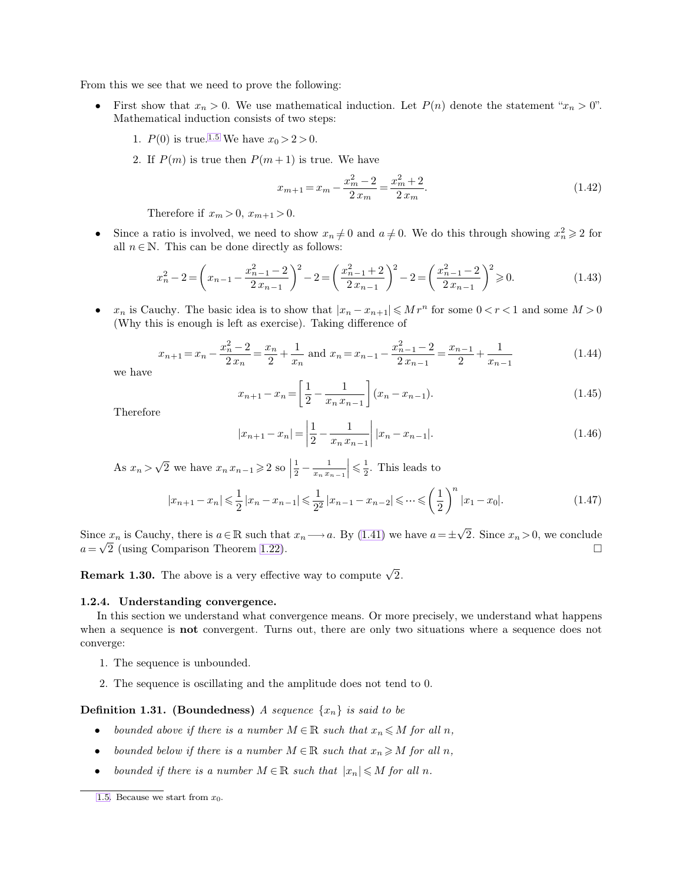From this we see that we need to prove the following:

- First show that $x_n > 0$. We use mathematical induction. Let $P(n)$ denote the statement "$x_n > 0$". Mathematical induction consists of two steps:

  1. $P(0)$ is true.[1.5] We have $x_0 > 2 > 0$.

  2. If $P(m)$ is true then $P(m+1)$ is true. We have

  $$x_{m+1} = x_m - \frac{x_m^2 - 2}{2\,x_m} = \frac{x_m^2 + 2}{2\,x_m}. \tag{1.42}$$

  Therefore if $x_m > 0$, $x_{m+1} > 0$.

- Since a ratio is involved, we need to show $x_n \neq 0$ and $a \neq 0$. We do this through showing $x_n^2 \geqslant 2$ for all $n \in \mathbb{N}$. This can be done directly as follows:

$$x_n^2 - 2 = \left( x_{n-1} - \frac{x_{n-1}^2 - 2}{2\,x_{n-1}} \right)^2 - 2 = \left( \frac{x_{n-1}^2 + 2}{2\,x_{n-1}} \right)^2 - 2 = \left( \frac{x_{n-1}^2 - 2}{2\,x_{n-1}} \right)^2 \geqslant 0. \tag{1.43}$$

- $x_n$ is Cauchy. The basic idea is to show that $|x_n - x_{n+1}| \leqslant M\,r^n$ for some $0 < r < 1$ and some $M > 0$ (Why this is enough is left as exercise). Taking difference of

$$x_{n+1} = x_n - \frac{x_n^2 - 2}{2\,x_n} = \frac{x_n}{2} + \frac{1}{x_n} \text{ and } x_n = x_{n-1} - \frac{x_{n-1}^2 - 2}{2\,x_{n-1}} = \frac{x_{n-1}}{2} + \frac{1}{x_{n-1}} \tag{1.44}$$

we have

$$x_{n+1} - x_n = \left[ \frac{1}{2} - \frac{1}{x_n\,x_{n-1}} \right] (x_n - x_{n-1}). \tag{1.45}$$

Therefore

$$|x_{n+1} - x_n| = \left| \frac{1}{2} - \frac{1}{x_n\,x_{n-1}} \right| |x_n - x_{n-1}|. \tag{1.46}$$

As $x_n > \sqrt{2}$ we have $x_n\,x_{n-1} \geqslant 2$ so $\left| \frac{1}{2} - \frac{1}{x_n\,x_{n-1}} \right| \leqslant \frac{1}{2}$. This leads to

$$|x_{n+1} - x_n| \leqslant \frac{1}{2} |x_n - x_{n-1}| \leqslant \frac{1}{2^2} |x_{n-1} - x_{n-2}| \leqslant \cdots \leqslant \left( \frac{1}{2} \right)^n |x_1 - x_0|. \tag{1.47}$$

Since $x_n$ is Cauchy, there is $a \in \mathbb{R}$ such that $x_n \longrightarrow a$. By (1.41) we have $a = \pm\sqrt{2}$. Since $x_n > 0$, we conclude $a = \sqrt{2}$ (using Comparison Theorem 1.22). □

**Remark 1.30.** The above is a very effective way to compute $\sqrt{2}$.

### 1.2.4. Understanding convergence.

In this section we understand what convergence means. Or more precisely, we understand what happens when a sequence is **not** convergent. Turns out, there are only two situations where a sequence does not converge:

1. The sequence is unbounded.

2. The sequence is oscillating and the amplitude does not tend to 0.

**Definition 1.31. (Boundedness)** *A sequence $\{x_n\}$ is said to be*

- *bounded above if there is a number $M \in \mathbb{R}$ such that $x_n \leqslant M$ for all $n$,*
- *bounded below if there is a number $M \in \mathbb{R}$ such that $x_n \geqslant M$ for all $n$,*
- *bounded if there is a number $M \in \mathbb{R}$ such that $|x_n| \leqslant M$ for all $n$.*

[1.5] Because we start from $x_0$.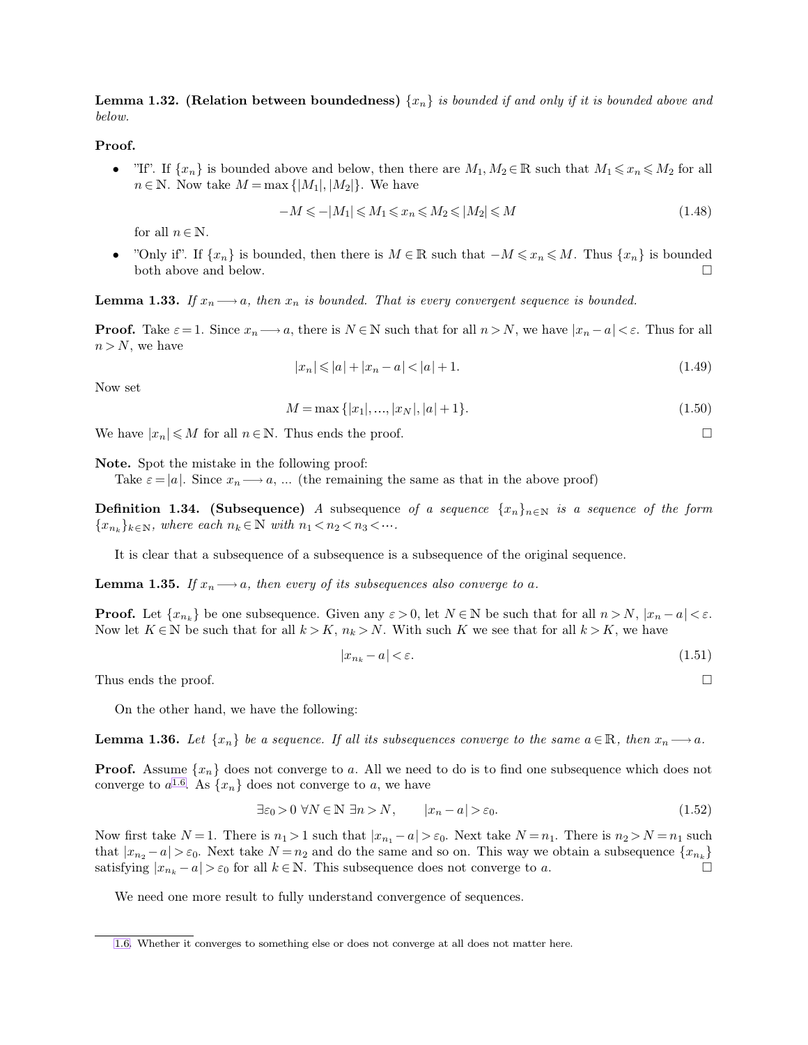**Lemma 1.32. (Relation between boundedness)** *$\{x_n\}$ is bounded if and only if it is bounded above and below.*

**Proof.**

- "If". If $\{x_n\}$ is bounded above and below, then there are $M_1, M_2 \in \mathbb{R}$ such that $M_1 \leqslant x_n \leqslant M_2$ for all $n \in \mathbb{N}$. Now take $M = \max\{|M_1|, |M_2|\}$. We have

$$-M \leqslant -|M_1| \leqslant M_1 \leqslant x_n \leqslant M_2 \leqslant |M_2| \leqslant M \tag{1.48}$$

  for all $n \in \mathbb{N}$.

- "Only if". If $\{x_n\}$ is bounded, then there is $M \in \mathbb{R}$ such that $-M \leqslant x_n \leqslant M$. Thus $\{x_n\}$ is bounded both above and below. □

**Lemma 1.33.** *If $x_n \longrightarrow a$, then $x_n$ is bounded. That is every convergent sequence is bounded.*

**Proof.** Take $\varepsilon = 1$. Since $x_n \longrightarrow a$, there is $N \in \mathbb{N}$ such that for all $n > N$, we have $|x_n - a| < \varepsilon$. Thus for all $n > N$, we have

$$|x_n| \leqslant |a| + |x_n - a| < |a| + 1. \tag{1.49}$$

Now set

$$M = \max\{|x_1|, ..., |x_N|, |a| + 1\}. \tag{1.50}$$

We have $|x_n| \leqslant M$ for all $n \in \mathbb{N}$. Thus ends the proof. □

**Note.** Spot the mistake in the following proof:

Take $\varepsilon = |a|$. Since $x_n \longrightarrow a$, ... (the remaining the same as that in the above proof)

**Definition 1.34. (Subsequence)** *A* subsequence *of a sequence $\{x_n\}_{n \in \mathbb{N}}$ is a sequence of the form $\{x_{n_k}\}_{k \in \mathbb{N}}$, where each $n_k \in \mathbb{N}$ with $n_1 < n_2 < n_3 < \cdots$.*

It is clear that a subsequence of a subsequence is a subsequence of the original sequence.

**Lemma 1.35.** *If $x_n \longrightarrow a$, then every of its subsequences also converge to $a$.*

**Proof.** Let $\{x_{n_k}\}$ be one subsequence. Given any $\varepsilon > 0$, let $N \in \mathbb{N}$ be such that for all $n > N$, $|x_n - a| < \varepsilon$. Now let $K \in \mathbb{N}$ be such that for all $k > K$, $n_k > N$. With such $K$ we see that for all $k > K$, we have

$$|x_{n_k} - a| < \varepsilon. \tag{1.51}$$

Thus ends the proof. □

On the other hand, we have the following:

**Lemma 1.36.** *Let $\{x_n\}$ be a sequence. If all its subsequences converge to the same $a \in \mathbb{R}$, then $x_n \longrightarrow a$.*

**Proof.** Assume $\{x_n\}$ does not converge to $a$. All we need to do is to find one subsequence which does not converge to $a$[1.6]. As $\{x_n\}$ does not converge to $a$, we have

$$\exists \varepsilon_0 > 0 \ \forall N \in \mathbb{N} \ \exists n > N, \qquad |x_n - a| > \varepsilon_0. \tag{1.52}$$

Now first take $N = 1$. There is $n_1 > 1$ such that $|x_{n_1} - a| > \varepsilon_0$. Next take $N = n_1$. There is $n_2 > N = n_1$ such that $|x_{n_2} - a| > \varepsilon_0$. Next take $N = n_2$ and do the same and so on. This way we obtain a subsequence $\{x_{n_k}\}$ satisfying $|x_{n_k} - a| > \varepsilon_0$ for all $k \in \mathbb{N}$. This subsequence does not converge to $a$. □

We need one more result to fully understand convergence of sequences.

[1.6] Whether it converges to something else or does not converge at all does not matter here.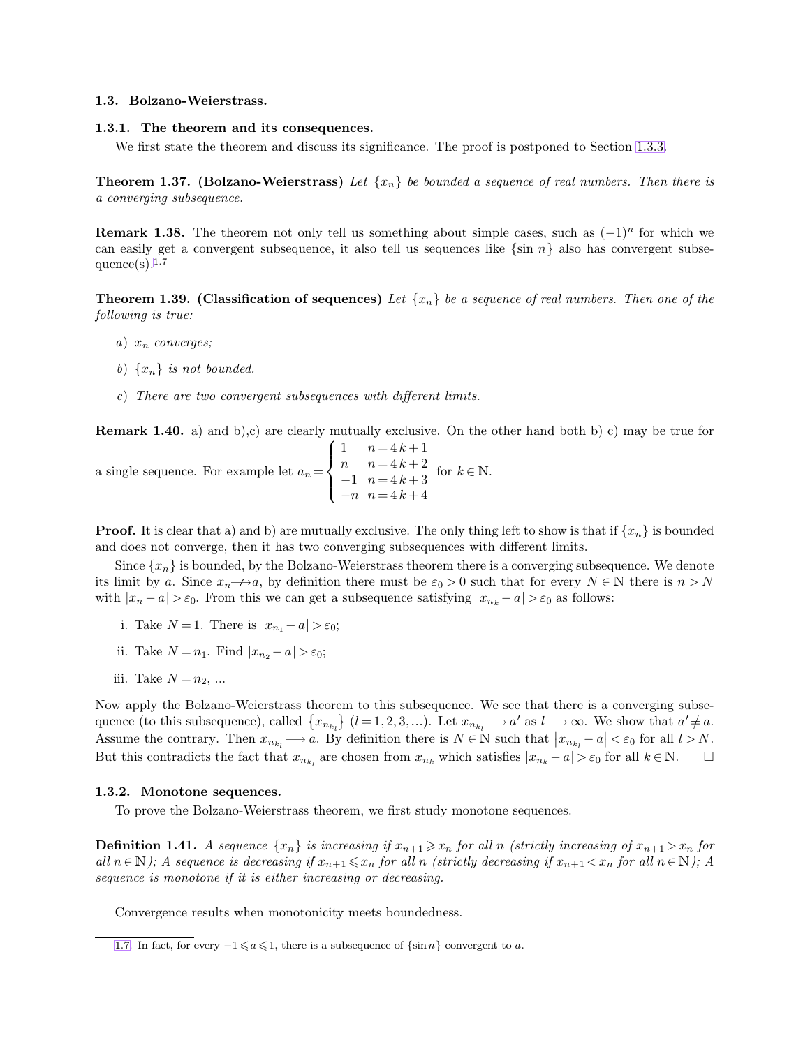### 1.3. Bolzano-Weierstrass.

#### 1.3.1. The theorem and its consequences.

We first state the theorem and discuss its significance. The proof is postponed to Section 1.3.3.

**Theorem 1.37. (Bolzano-Weierstrass)** *Let $\{x_n\}$ be bounded a sequence of real numbers. Then there is a converging subsequence.*

**Remark 1.38.** The theorem not only tell us something about simple cases, such as $(-1)^n$ for which we can easily get a convergent subsequence, it also tell us sequences like $\{\sin n\}$ also has convergent subsequence(s).[1.7]

**Theorem 1.39. (Classification of sequences)** *Let $\{x_n\}$ be a sequence of real numbers. Then one of the following is true:*

a) *$x_n$ converges;*

b) *$\{x_n\}$ is not bounded.*

c) *There are two convergent subsequences with different limits.*

**Remark 1.40.** a) and b),c) are clearly mutually exclusive. On the other hand both b) c) may be true for a single sequence. For example let $a_n = \begin{cases} 1 & n = 4k+1 \\ n & n = 4k+2 \\ -1 & n = 4k+3 \\ -n & n = 4k+4 \end{cases}$ for $k \in \mathbb{N}$.

**Proof.** It is clear that a) and b) are mutually exclusive. The only thing left to show is that if $\{x_n\}$ is bounded and does not converge, then it has two converging subsequences with different limits.

Since $\{x_n\}$ is bounded, by the Bolzano-Weierstrass theorem there is a converging subsequence. We denote its limit by $a$. Since $x_n \not\longrightarrow a$, by definition there must be $\varepsilon_0 > 0$ such that for every $N \in \mathbb{N}$ there is $n > N$ with $|x_n - a| > \varepsilon_0$. From this we can get a subsequence satisfying $|x_{n_k} - a| > \varepsilon_0$ as follows:

i. Take $N = 1$. There is $|x_{n_1} - a| > \varepsilon_0$;

ii. Take $N = n_1$. Find $|x_{n_2} - a| > \varepsilon_0$;

iii. Take $N = n_2$, ...

Now apply the Bolzano-Weierstrass theorem to this subsequence. We see that there is a converging subsequence (to this subsequence), called $\{x_{n_{k_l}}\}$ $(l = 1, 2, 3, \ldots)$. Let $x_{n_{k_l}} \longrightarrow a'$ as $l \longrightarrow \infty$. We show that $a' \neq a$. Assume the contrary. Then $x_{n_{k_l}} \longrightarrow a$. By definition there is $N \in \mathbb{N}$ such that $|x_{n_{k_l}} - a| < \varepsilon_0$ for all $l > N$. But this contradicts the fact that $x_{n_{k_l}}$ are chosen from $x_{n_k}$ which satisfies $|x_{n_k} - a| > \varepsilon_0$ for all $k \in \mathbb{N}$. $\square$

#### 1.3.2. Monotone sequences.

To prove the Bolzano-Weierstrass theorem, we first study monotone sequences.

**Definition 1.41.** *A sequence $\{x_n\}$ is increasing if $x_{n+1} \geqslant x_n$ for all $n$ (strictly increasing of $x_{n+1} > x_n$ for all $n \in \mathbb{N}$); A sequence is decreasing if $x_{n+1} \leqslant x_n$ for all $n$ (strictly decreasing if $x_{n+1} < x_n$ for all $n \in \mathbb{N}$); A sequence is monotone if it is either increasing or decreasing.*

Convergence results when monotonicity meets boundedness.

---

[1.7] In fact, for every $-1 \leqslant a \leqslant 1$, there is a subsequence of $\{\sin n\}$ convergent to $a$.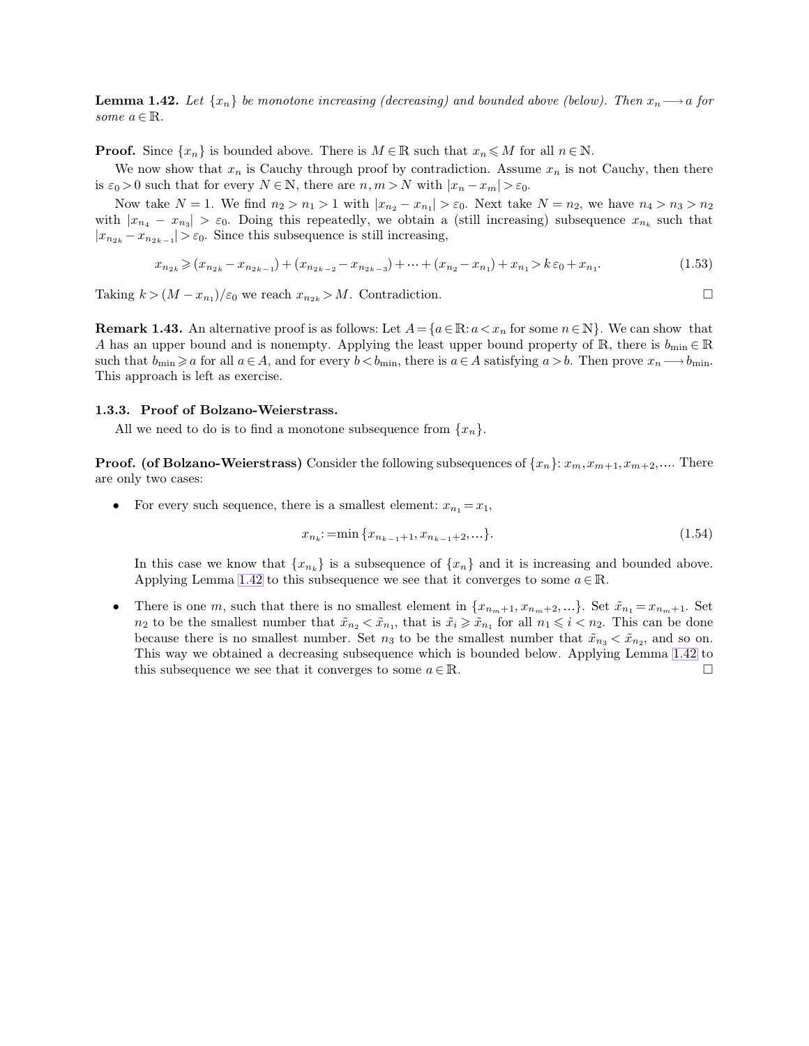**Lemma 1.42.** *Let $\{x_n\}$ be monotone increasing (decreasing) and bounded above (below). Then $x_n \longrightarrow a$ for some $a \in \mathbb{R}$.*

**Proof.** Since $\{x_n\}$ is bounded above. There is $M \in \mathbb{R}$ such that $x_n \leqslant M$ for all $n \in \mathbb{N}$.

We now show that $x_n$ is Cauchy through proof by contradiction. Assume $x_n$ is not Cauchy, then there is $\varepsilon_0 > 0$ such that for every $N \in \mathbb{N}$, there are $n, m > N$ with $|x_n - x_m| > \varepsilon_0$.

Now take $N = 1$. We find $n_2 > n_1 > 1$ with $|x_{n_2} - x_{n_1}| > \varepsilon_0$. Next take $N = n_2$, we have $n_4 > n_3 > n_2$ with $|x_{n_4} - x_{n_3}| > \varepsilon_0$. Doing this repeatedly, we obtain a (still increasing) subsequence $x_{n_k}$ such that $|x_{n_{2k}} - x_{n_{2k-1}}| > \varepsilon_0$. Since this subsequence is still increasing,

$$x_{n_{2k}} \geqslant (x_{n_{2k}} - x_{n_{2k-1}}) + (x_{n_{2k-2}} - x_{n_{2k-3}}) + \cdots + (x_{n_2} - x_{n_1}) + x_{n_1} > k\,\varepsilon_0 + x_{n_1}. \tag{1.53}$$

Taking $k > (M - x_{n_1})/\varepsilon_0$ we reach $x_{n_{2k}} > M$. Contradiction. □

**Remark 1.43.** An alternative proof is as follows: Let $A = \{a \in \mathbb{R}: a < x_n \text{ for some } n \in \mathbb{N}\}$. We can show that $A$ has an upper bound and is nonempty. Applying the least upper bound property of $\mathbb{R}$, there is $b_{\min} \in \mathbb{R}$ such that $b_{\min} \geqslant a$ for all $a \in A$, and for every $b < b_{\min}$, there is $a \in A$ satisfying $a > b$. Then prove $x_n \longrightarrow b_{\min}$. This approach is left as exercise.

### 1.3.3. Proof of Bolzano-Weierstrass.

All we need to do is to find a monotone subsequence from $\{x_n\}$.

**Proof. (of Bolzano-Weierstrass)** Consider the following subsequences of $\{x_n\}$: $x_m, x_{m+1}, x_{m+2}, \ldots$. There are only two cases:

- For every such sequence, there is a smallest element: $x_{n_1} = x_1$,

$$x_{n_k} := \min\{x_{n_{k-1}+1}, x_{n_{k-1}+2}, \ldots\}. \tag{1.54}$$

  In this case we know that $\{x_{n_k}\}$ is a subsequence of $\{x_n\}$ and it is increasing and bounded above. Applying Lemma 1.42 to this subsequence we see that it converges to some $a \in \mathbb{R}$.

- There is one $m$, such that there is no smallest element in $\{x_{n_m+1}, x_{n_m+2}, \ldots\}$. Set $\tilde{x}_{n_1} = x_{n_m+1}$. Set $n_2$ to be the smallest number that $\tilde{x}_{n_2} < \tilde{x}_{n_1}$, that is $\tilde{x}_i \geqslant \tilde{x}_{n_1}$ for all $n_1 \leqslant i < n_2$. This can be done because there is no smallest number. Set $n_3$ to be the smallest number that $\tilde{x}_{n_3} < \tilde{x}_{n_2}$, and so on. This way we obtained a decreasing subsequence which is bounded below. Applying Lemma 1.42 to this subsequence we see that it converges to some $a \in \mathbb{R}$. □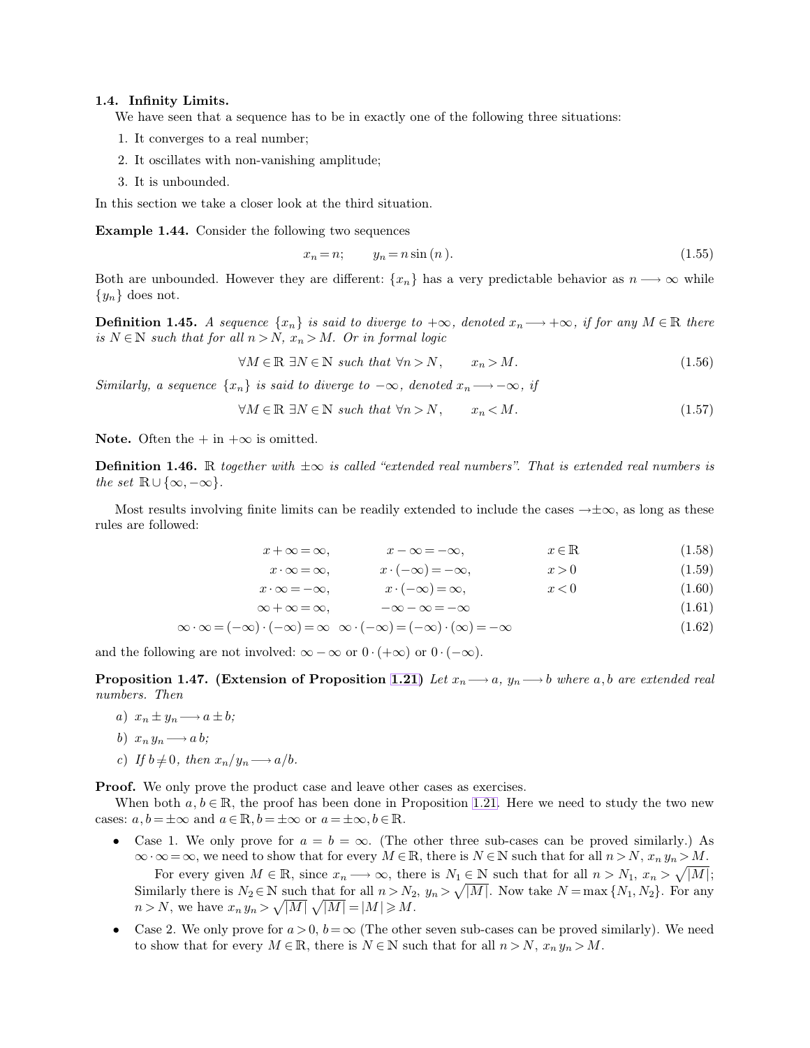### 1.4. Infinity Limits.

We have seen that a sequence has to be in exactly one of the following three situations:

1. It converges to a real number;
2. It oscillates with non-vanishing amplitude;
3. It is unbounded.

In this section we take a closer look at the third situation.

**Example 1.44.** Consider the following two sequences

$$x_n = n; \qquad y_n = n \sin(n). \tag{1.55}$$

Both are unbounded. However they are different: $\{x_n\}$ has a very predictable behavior as $n \longrightarrow \infty$ while $\{y_n\}$ does not.

**Definition 1.45.** *A sequence $\{x_n\}$ is said to diverge to $+\infty$, denoted $x_n \longrightarrow +\infty$, if for any $M \in \mathbb{R}$ there is $N \in \mathbb{N}$ such that for all $n > N$, $x_n > M$. Or in formal logic*

$$\forall M \in \mathbb{R}\ \exists N \in \mathbb{N} \text{ such that } \forall n > N, \qquad x_n > M. \tag{1.56}$$

*Similarly, a sequence $\{x_n\}$ is said to diverge to $-\infty$, denoted $x_n \longrightarrow -\infty$, if*

$$\forall M \in \mathbb{R}\ \exists N \in \mathbb{N} \text{ such that } \forall n > N, \qquad x_n < M. \tag{1.57}$$

**Note.** Often the + in $+\infty$ is omitted.

**Definition 1.46.** *$\mathbb{R}$ together with $\pm\infty$ is called "extended real numbers". That is extended real numbers is the set $\mathbb{R} \cup \{\infty, -\infty\}$.*

Most results involving finite limits can be readily extended to include the cases $\rightarrow \pm\infty$, as long as these rules are followed:

$$x + \infty = \infty, \qquad x - \infty = -\infty, \qquad x \in \mathbb{R} \tag{1.58}$$

$$x \cdot \infty = \infty, \qquad x \cdot (-\infty) = -\infty, \qquad x > 0 \tag{1.59}$$

$$x \cdot \infty = -\infty, \qquad x \cdot (-\infty) = \infty, \qquad x < 0 \tag{1.60}$$

$$\infty + \infty = \infty, \qquad -\infty - \infty = -\infty \tag{1.61}$$

$$\infty \cdot \infty = (-\infty) \cdot (-\infty) = \infty \quad \infty \cdot (-\infty) = (-\infty) \cdot (\infty) = -\infty \tag{1.62}$$

and the following are not involved: $\infty - \infty$ or $0 \cdot (+\infty)$ or $0 \cdot (-\infty)$.

**Proposition 1.47. (Extension of Proposition 1.21)** *Let $x_n \longrightarrow a$, $y_n \longrightarrow b$ where $a, b$ are extended real numbers. Then*

*a) $x_n \pm y_n \longrightarrow a \pm b$;*

*b) $x_n y_n \longrightarrow a\, b$;*

*c) If $b \neq 0$, then $x_n / y_n \longrightarrow a/b$.*

**Proof.** We only prove the product case and leave other cases as exercises.

When both $a, b \in \mathbb{R}$, the proof has been done in Proposition 1.21. Here we need to study the two new cases: $a, b = \pm\infty$ and $a \in \mathbb{R}, b = \pm\infty$ or $a = \pm\infty, b \in \mathbb{R}$.

- Case 1. We only prove for $a = b = \infty$. (The other three sub-cases can be proved similarly.) As $\infty \cdot \infty = \infty$, we need to show that for every $M \in \mathbb{R}$, there is $N \in \mathbb{N}$ such that for all $n > N$, $x_n y_n > M$.

  For every given $M \in \mathbb{R}$, since $x_n \longrightarrow \infty$, there is $N_1 \in \mathbb{N}$ such that for all $n > N_1$, $x_n > \sqrt{|M|}$; Similarly there is $N_2 \in \mathbb{N}$ such that for all $n > N_2$, $y_n > \sqrt{|M|}$. Now take $N = \max\{N_1, N_2\}$. For any $n > N$, we have $x_n y_n > \sqrt{|M|}\, \sqrt{|M|} = |M| \geqslant M$.

- Case 2. We only prove for $a > 0$, $b = \infty$ (The other seven sub-cases can be proved similarly). We need to show that for every $M \in \mathbb{R}$, there is $N \in \mathbb{N}$ such that for all $n > N$, $x_n y_n > M$.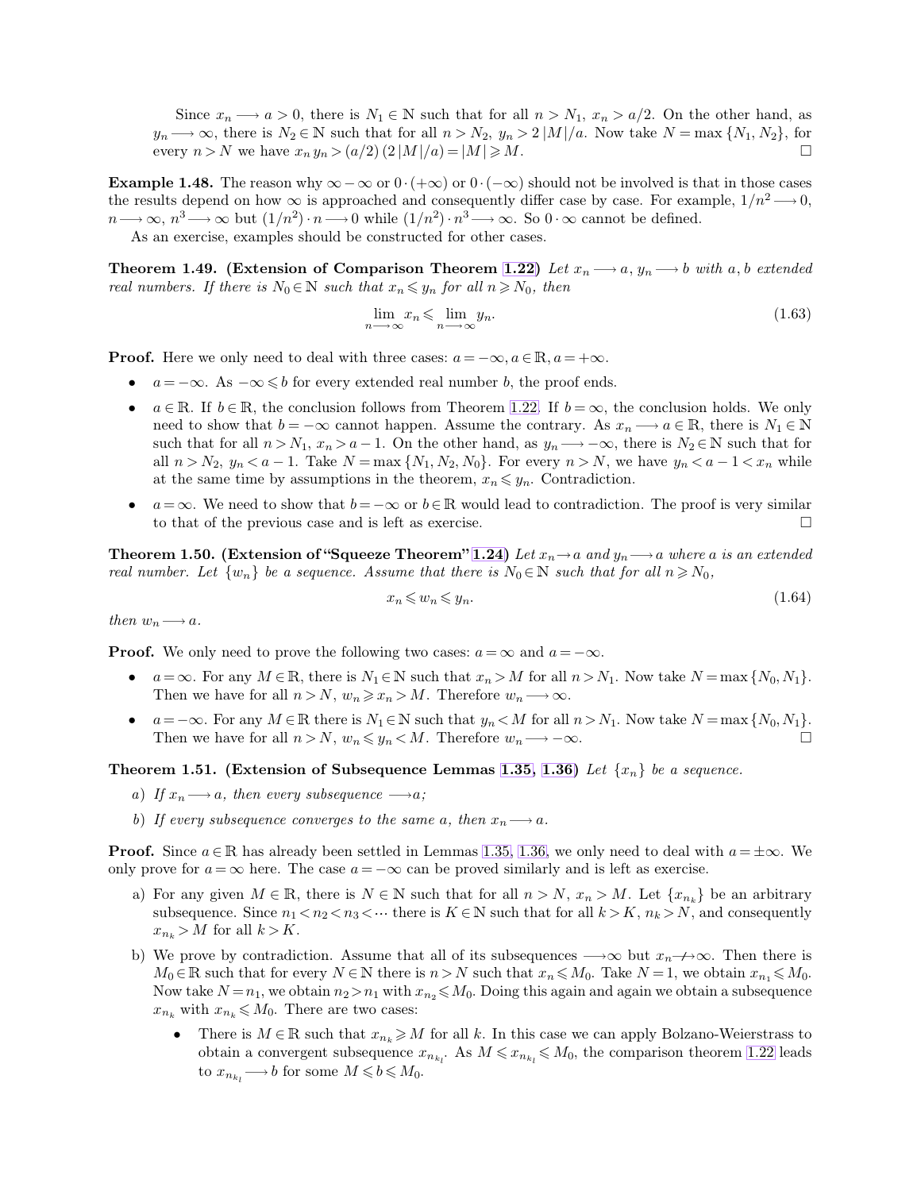Since $x_n \longrightarrow a > 0$, there is $N_1 \in \mathbb{N}$ such that for all $n > N_1$, $x_n > a/2$. On the other hand, as $y_n \longrightarrow \infty$, there is $N_2 \in \mathbb{N}$ such that for all $n > N_2$, $y_n > 2\,|M|/a$. Now take $N = \max\{N_1, N_2\}$, for every $n > N$ we have $x_n y_n > (a/2)\,(2\,|M|/a) = |M| \geqslant M$. □

**Example 1.48.** The reason why $\infty - \infty$ or $0 \cdot (+\infty)$ or $0 \cdot (-\infty)$ should not be involved is that in those cases the results depend on how $\infty$ is approached and consequently differ case by case. For example, $1/n^2 \longrightarrow 0$, $n \longrightarrow \infty$, $n^3 \longrightarrow \infty$ but $(1/n^2) \cdot n \longrightarrow 0$ while $(1/n^2) \cdot n^3 \longrightarrow \infty$. So $0 \cdot \infty$ cannot be defined.

As an exercise, examples should be constructed for other cases.

**Theorem 1.49. (Extension of Comparison Theorem 1.22)** *Let $x_n \longrightarrow a$, $y_n \longrightarrow b$ with $a, b$ extended real numbers. If there is $N_0 \in \mathbb{N}$ such that $x_n \leqslant y_n$ for all $n \geqslant N_0$, then*

$$\lim_{n \longrightarrow \infty} x_n \leqslant \lim_{n \longrightarrow \infty} y_n. \tag{1.63}$$

**Proof.** Here we only need to deal with three cases: $a = -\infty, a \in \mathbb{R}, a = +\infty$.

- $a = -\infty$. As $-\infty \leqslant b$ for every extended real number $b$, the proof ends.
- $a \in \mathbb{R}$. If $b \in \mathbb{R}$, the conclusion follows from Theorem 1.22. If $b = \infty$, the conclusion holds. We only need to show that $b = -\infty$ cannot happen. Assume the contrary. As $x_n \longrightarrow a \in \mathbb{R}$, there is $N_1 \in \mathbb{N}$ such that for all $n > N_1$, $x_n > a - 1$. On the other hand, as $y_n \longrightarrow -\infty$, there is $N_2 \in \mathbb{N}$ such that for all $n > N_2$, $y_n < a - 1$. Take $N = \max\{N_1, N_2, N_0\}$. For every $n > N$, we have $y_n < a - 1 < x_n$ while at the same time by assumptions in the theorem, $x_n \leqslant y_n$. Contradiction.
- $a = \infty$. We need to show that $b = -\infty$ or $b \in \mathbb{R}$ would lead to contradiction. The proof is very similar to that of the previous case and is left as exercise. □

**Theorem 1.50. (Extension of "Squeeze Theorem" 1.24)** *Let $x_n \rightarrow a$ and $y_n \longrightarrow a$ where $a$ is an extended real number. Let $\{w_n\}$ be a sequence. Assume that there is $N_0 \in \mathbb{N}$ such that for all $n \geqslant N_0$,*

$$x_n \leqslant w_n \leqslant y_n. \tag{1.64}$$

*then $w_n \longrightarrow a$.*

**Proof.** We only need to prove the following two cases: $a = \infty$ and $a = -\infty$.

- $a = \infty$. For any $M \in \mathbb{R}$, there is $N_1 \in \mathbb{N}$ such that $x_n > M$ for all $n > N_1$. Now take $N = \max\{N_0, N_1\}$. Then we have for all $n > N$, $w_n \geqslant x_n > M$. Therefore $w_n \longrightarrow \infty$.
- $a = -\infty$. For any $M \in \mathbb{R}$ there is $N_1 \in \mathbb{N}$ such that $y_n < M$ for all $n > N_1$. Now take $N = \max\{N_0, N_1\}$. Then we have for all $n > N$, $w_n \leqslant y_n < M$. Therefore $w_n \longrightarrow -\infty$. □

**Theorem 1.51. (Extension of Subsequence Lemmas 1.35, 1.36)** *Let $\{x_n\}$ be a sequence.*

*a) If $x_n \longrightarrow a$, then every subsequence $\longrightarrow a$;*

*b) If every subsequence converges to the same $a$, then $x_n \longrightarrow a$.*

**Proof.** Since $a \in \mathbb{R}$ has already been settled in Lemmas 1.35, 1.36, we only need to deal with $a = \pm\infty$. We only prove for $a = \infty$ here. The case $a = -\infty$ can be proved similarly and is left as exercise.

a) For any given $M \in \mathbb{R}$, there is $N \in \mathbb{N}$ such that for all $n > N$, $x_n > M$. Let $\{x_{n_k}\}$ be an arbitrary subsequence. Since $n_1 < n_2 < n_3 < \cdots$ there is $K \in \mathbb{N}$ such that for all $k > K$, $n_k > N$, and consequently $x_{n_k} > M$ for all $k > K$.

b) We prove by contradiction. Assume that all of its subsequences $\longrightarrow \infty$ but $x_n \not\longrightarrow \infty$. Then there is $M_0 \in \mathbb{R}$ such that for every $N \in \mathbb{N}$ there is $n > N$ such that $x_n \leqslant M_0$. Take $N = 1$, we obtain $x_{n_1} \leqslant M_0$. Now take $N = n_1$, we obtain $n_2 > n_1$ with $x_{n_2} \leqslant M_0$. Doing this again and again we obtain a subsequence $x_{n_k}$ with $x_{n_k} \leqslant M_0$. There are two cases:

   - There is $M \in \mathbb{R}$ such that $x_{n_k} \geqslant M$ for all $k$. In this case we can apply Bolzano-Weierstrass to obtain a convergent subsequence $x_{n_{k_l}}$. As $M \leqslant x_{n_{k_l}} \leqslant M_0$, the comparison theorem 1.22 leads to $x_{n_{k_l}} \longrightarrow b$ for some $M \leqslant b \leqslant M_0$.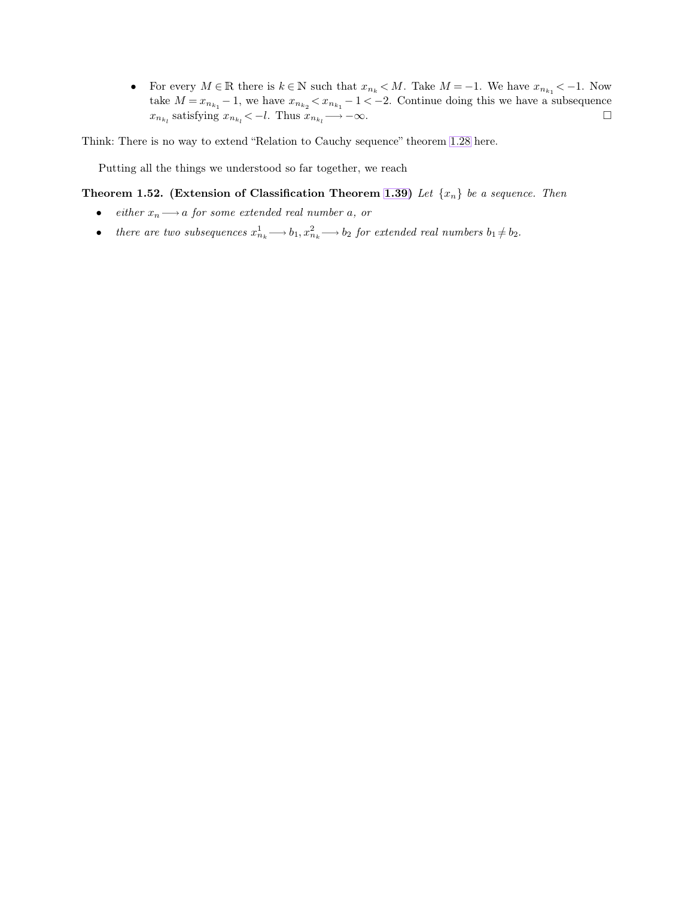- For every $M \in \mathbb{R}$ there is $k \in \mathbb{N}$ such that $x_{n_k} < M$. Take $M = -1$. We have $x_{n_{k_1}} < -1$. Now take $M = x_{n_{k_1}} - 1$, we have $x_{n_{k_2}} < x_{n_{k_1}} - 1 < -2$. Continue doing this we have a subsequence $x_{n_{k_l}}$ satisfying $x_{n_{k_l}} < -l$. Thus $x_{n_{k_l}} \longrightarrow -\infty$. □

Think: There is no way to extend "Relation to Cauchy sequence" theorem 1.28 here.

Putting all the things we understood so far together, we reach

**Theorem 1.52. (Extension of Classification Theorem 1.39)** *Let $\{x_n\}$ be a sequence. Then*

- *either $x_n \longrightarrow a$ for some extended real number $a$, or*
- *there are two subsequences $x^1_{n_k} \longrightarrow b_1, x^2_{n_k} \longrightarrow b_2$ for extended real numbers $b_1 \neq b_2$.*